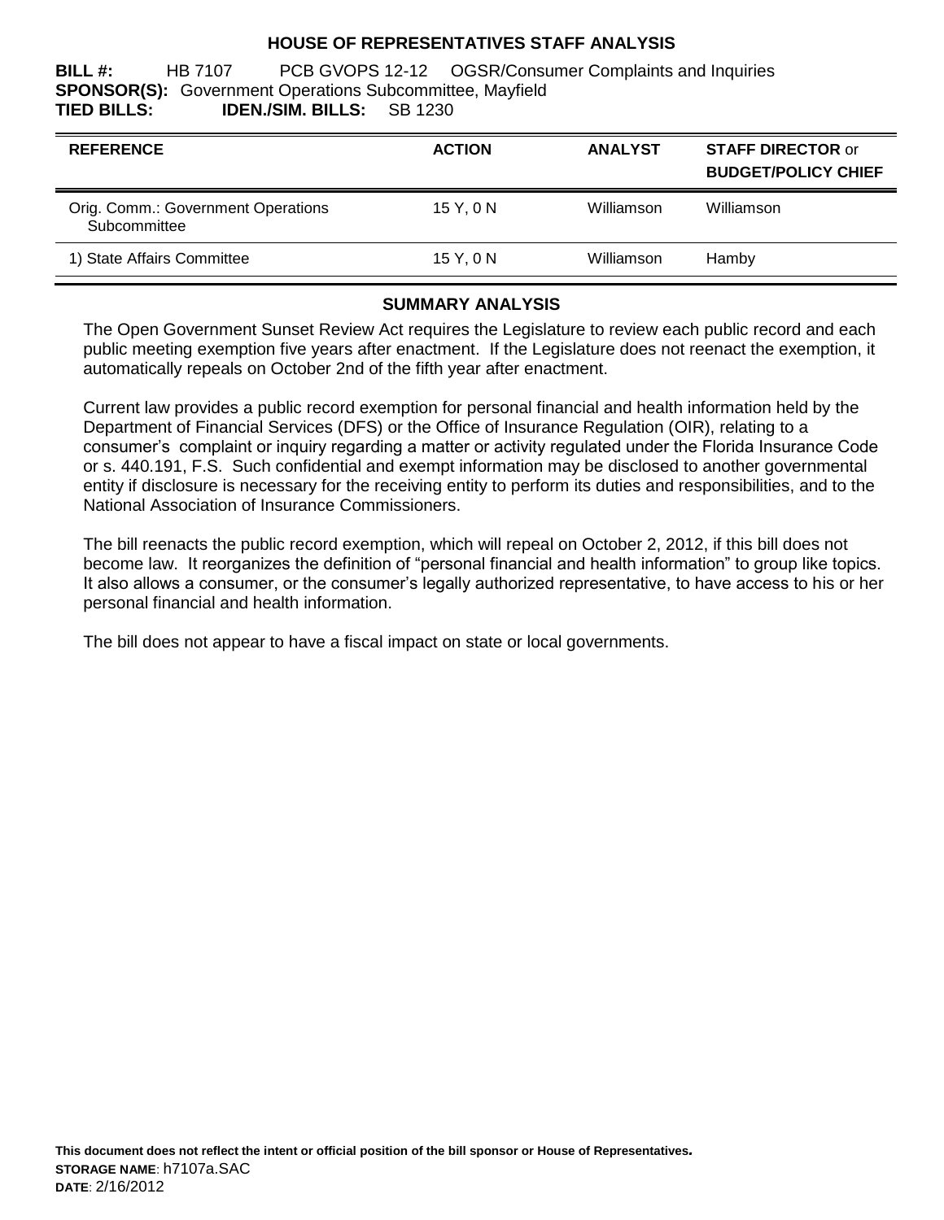# HOUSE OF REPRESENTATIVES STAFF ANALYSIS

**BILL #:** HB 7107 PCB GVOPS 12-12 OGSR/Consumer Complaints and Inquiries
**SPONSOR(S):** Government Operations Subcommittee, Mayfield
**TIED BILLS:** **IDEN./SIM. BILLS:** SB 1230

| REFERENCE | ACTION | ANALYST | STAFF DIRECTOR or BUDGET/POLICY CHIEF |
|---|---|---|---|
| Orig. Comm.: Government Operations Subcommittee | 15 Y, 0 N | Williamson | Williamson |
| 1) State Affairs Committee | 15 Y, 0 N | Williamson | Hamby |

## SUMMARY ANALYSIS

The Open Government Sunset Review Act requires the Legislature to review each public record and each public meeting exemption five years after enactment. If the Legislature does not reenact the exemption, it automatically repeals on October 2nd of the fifth year after enactment.

Current law provides a public record exemption for personal financial and health information held by the Department of Financial Services (DFS) or the Office of Insurance Regulation (OIR), relating to a consumer's complaint or inquiry regarding a matter or activity regulated under the Florida Insurance Code or s. 440.191, F.S. Such confidential and exempt information may be disclosed to another governmental entity if disclosure is necessary for the receiving entity to perform its duties and responsibilities, and to the National Association of Insurance Commissioners.

The bill reenacts the public record exemption, which will repeal on October 2, 2012, if this bill does not become law. It reorganizes the definition of "personal financial and health information" to group like topics. It also allows a consumer, or the consumer's legally authorized representative, to have access to his or her personal financial and health information.

The bill does not appear to have a fiscal impact on state or local governments.

**This document does not reflect the intent or official position of the bill sponsor or House of Representatives.**
**STORAGE NAME**: h7107a.SAC
**DATE**: 2/16/2012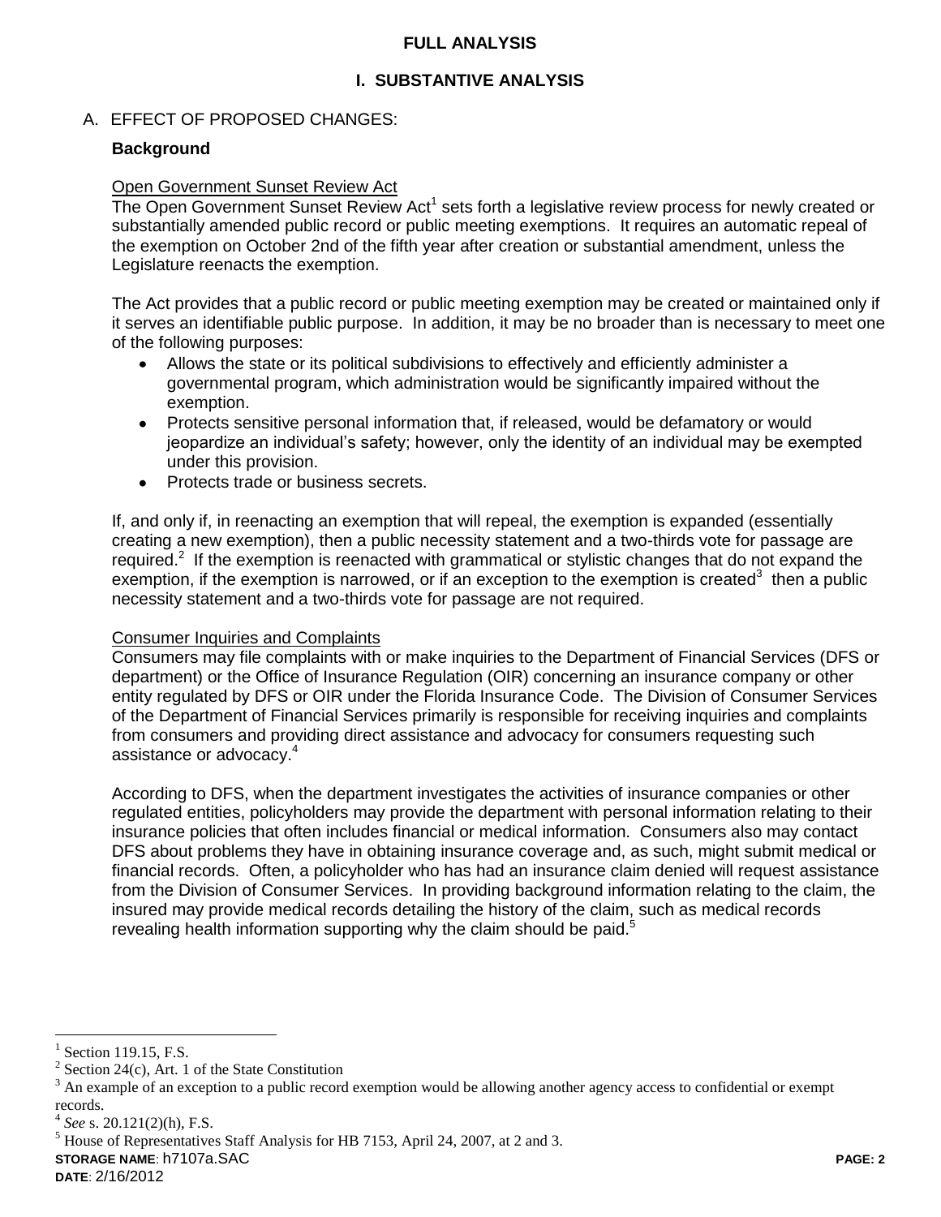## FULL ANALYSIS

## I. SUBSTANTIVE ANALYSIS

A. EFFECT OF PROPOSED CHANGES:

**Background**

Open Government Sunset Review Act

The Open Government Sunset Review Act[1] sets forth a legislative review process for newly created or substantially amended public record or public meeting exemptions. It requires an automatic repeal of the exemption on October 2nd of the fifth year after creation or substantial amendment, unless the Legislature reenacts the exemption.

The Act provides that a public record or public meeting exemption may be created or maintained only if it serves an identifiable public purpose. In addition, it may be no broader than is necessary to meet one of the following purposes:

- Allows the state or its political subdivisions to effectively and efficiently administer a governmental program, which administration would be significantly impaired without the exemption.
- Protects sensitive personal information that, if released, would be defamatory or would jeopardize an individual's safety; however, only the identity of an individual may be exempted under this provision.
- Protects trade or business secrets.

If, and only if, in reenacting an exemption that will repeal, the exemption is expanded (essentially creating a new exemption), then a public necessity statement and a two-thirds vote for passage are required.[2] If the exemption is reenacted with grammatical or stylistic changes that do not expand the exemption, if the exemption is narrowed, or if an exception to the exemption is created[3] then a public necessity statement and a two-thirds vote for passage are not required.

Consumer Inquiries and Complaints

Consumers may file complaints with or make inquiries to the Department of Financial Services (DFS or department) or the Office of Insurance Regulation (OIR) concerning an insurance company or other entity regulated by DFS or OIR under the Florida Insurance Code. The Division of Consumer Services of the Department of Financial Services primarily is responsible for receiving inquiries and complaints from consumers and providing direct assistance and advocacy for consumers requesting such assistance or advocacy.[4]

According to DFS, when the department investigates the activities of insurance companies or other regulated entities, policyholders may provide the department with personal information relating to their insurance policies that often includes financial or medical information. Consumers also may contact DFS about problems they have in obtaining insurance coverage and, as such, might submit medical or financial records. Often, a policyholder who has had an insurance claim denied will request assistance from the Division of Consumer Services. In providing background information relating to the claim, the insured may provide medical records detailing the history of the claim, such as medical records revealing health information supporting why the claim should be paid.[5]

---

[1] Section 119.15, F.S.

[2] Section 24(c), Art. 1 of the State Constitution

[3] An example of an exception to a public record exemption would be allowing another agency access to confidential or exempt records.

[4] *See* s. 20.121(2)(h), F.S.

[5] House of Representatives Staff Analysis for HB 7153, April 24, 2007, at 2 and 3.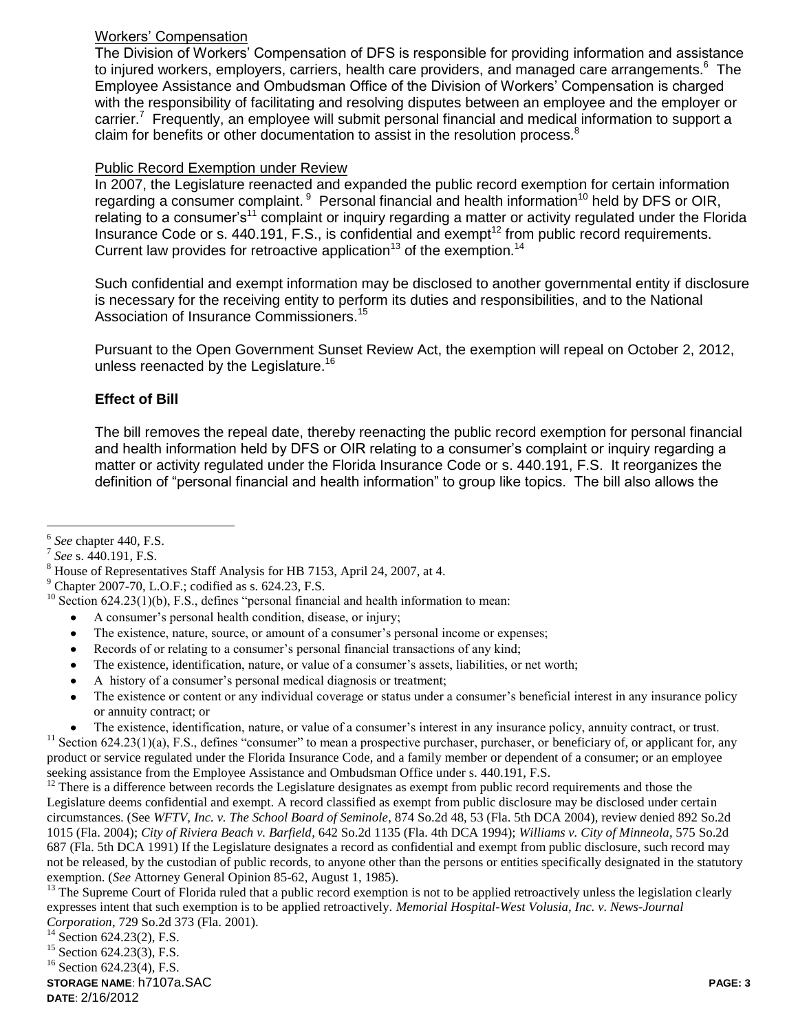Workers' Compensation

The Division of Workers' Compensation of DFS is responsible for providing information and assistance to injured workers, employers, carriers, health care providers, and managed care arrangements.[6] The Employee Assistance and Ombudsman Office of the Division of Workers' Compensation is charged with the responsibility of facilitating and resolving disputes between an employee and the employer or carrier.[7] Frequently, an employee will submit personal financial and medical information to support a claim for benefits or other documentation to assist in the resolution process.[8]

Public Record Exemption under Review

In 2007, the Legislature reenacted and expanded the public record exemption for certain information regarding a consumer complaint.[9] Personal financial and health information[10] held by DFS or OIR, relating to a consumer's[11] complaint or inquiry regarding a matter or activity regulated under the Florida Insurance Code or s. 440.191, F.S., is confidential and exempt[12] from public record requirements. Current law provides for retroactive application[13] of the exemption.[14]

Such confidential and exempt information may be disclosed to another governmental entity if disclosure is necessary for the receiving entity to perform its duties and responsibilities, and to the National Association of Insurance Commissioners.[15]

Pursuant to the Open Government Sunset Review Act, the exemption will repeal on October 2, 2012, unless reenacted by the Legislature.[16]

**Effect of Bill**

The bill removes the repeal date, thereby reenacting the public record exemption for personal financial and health information held by DFS or OIR relating to a consumer's complaint or inquiry regarding a matter or activity regulated under the Florida Insurance Code or s. 440.191, F.S. It reorganizes the definition of "personal financial and health information" to group like topics. The bill also allows the

---

[6] *See* chapter 440, F.S.

[7] *See* s. 440.191, F.S.

[8] House of Representatives Staff Analysis for HB 7153, April 24, 2007, at 4.

[9] Chapter 2007-70, L.O.F.; codified as s. 624.23, F.S.

[10] Section 624.23(1)(b), F.S., defines "personal financial and health information to mean:

- A consumer's personal health condition, disease, or injury;
- The existence, nature, source, or amount of a consumer's personal income or expenses;
- Records of or relating to a consumer's personal financial transactions of any kind;
- The existence, identification, nature, or value of a consumer's assets, liabilities, or net worth;
- A history of a consumer's personal medical diagnosis or treatment;
- The existence or content or any individual coverage or status under a consumer's beneficial interest in any insurance policy or annuity contract; or
- The existence, identification, nature, or value of a consumer's interest in any insurance policy, annuity contract, or trust.

[11] Section 624.23(1)(a), F.S., defines "consumer" to mean a prospective purchaser, purchaser, or beneficiary of, or applicant for, any product or service regulated under the Florida Insurance Code, and a family member or dependent of a consumer; or an employee seeking assistance from the Employee Assistance and Ombudsman Office under s. 440.191, F.S.

[12] There is a difference between records the Legislature designates as exempt from public record requirements and those the Legislature deems confidential and exempt. A record classified as exempt from public disclosure may be disclosed under certain circumstances. (See *WFTV, Inc. v. The School Board of Seminole*, 874 So.2d 48, 53 (Fla. 5th DCA 2004), review denied 892 So.2d 1015 (Fla. 2004); *City of Riviera Beach v. Barfield*, 642 So.2d 1135 (Fla. 4th DCA 1994); *Williams v. City of Minneola*, 575 So.2d 687 (Fla. 5th DCA 1991) If the Legislature designates a record as confidential and exempt from public disclosure, such record may not be released, by the custodian of public records, to anyone other than the persons or entities specifically designated in the statutory exemption. (*See* Attorney General Opinion 85-62, August 1, 1985).

[13] The Supreme Court of Florida ruled that a public record exemption is not to be applied retroactively unless the legislation clearly expresses intent that such exemption is to be applied retroactively. *Memorial Hospital-West Volusia, Inc. v. News-Journal Corporation*, 729 So.2d 373 (Fla. 2001).

[14] Section 624.23(2), F.S.

[15] Section 624.23(3), F.S.

[16] Section 624.23(4), F.S.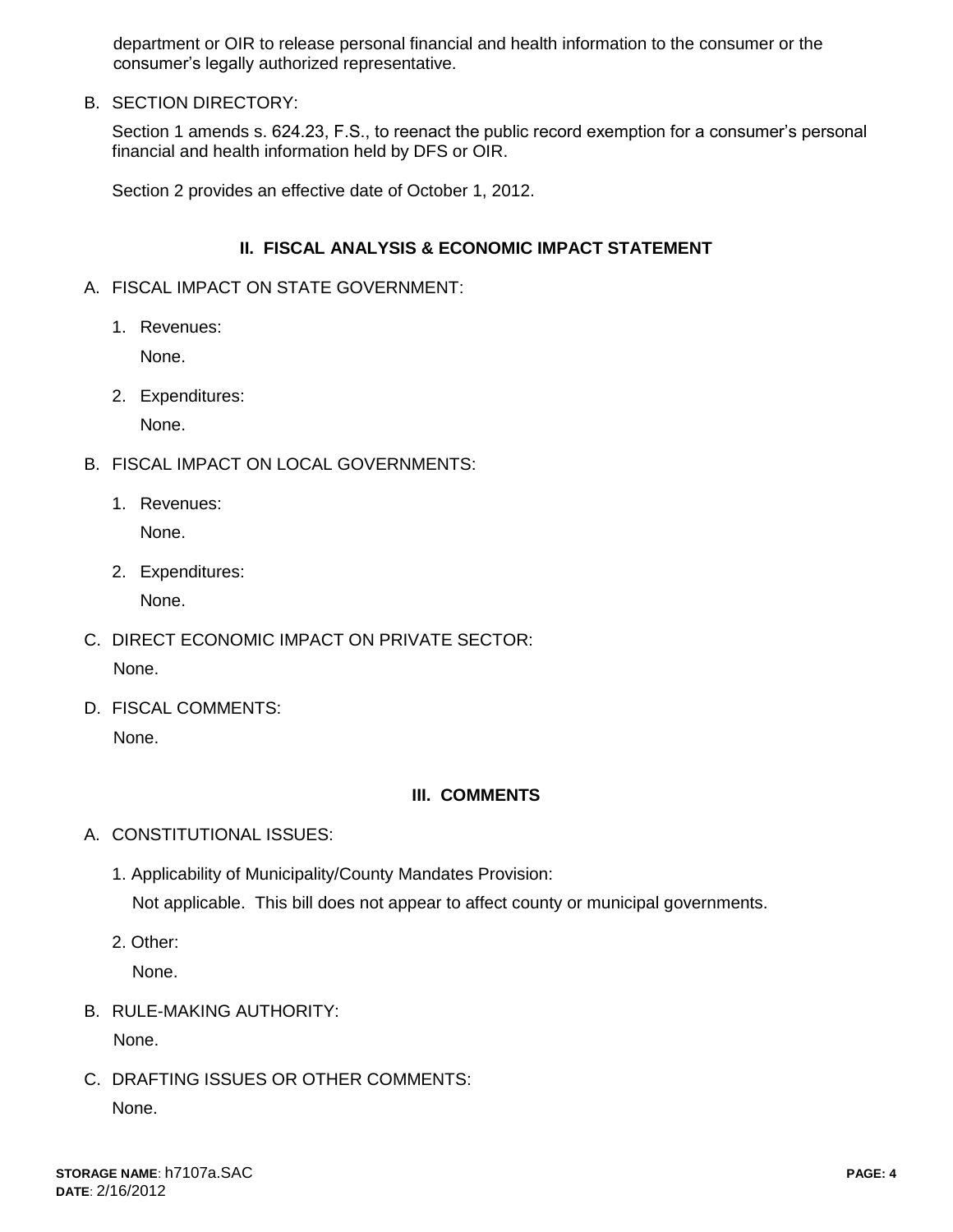department or OIR to release personal financial and health information to the consumer or the consumer's legally authorized representative.

B. SECTION DIRECTORY:

Section 1 amends s. 624.23, F.S., to reenact the public record exemption for a consumer's personal financial and health information held by DFS or OIR.

Section 2 provides an effective date of October 1, 2012.

## II. FISCAL ANALYSIS & ECONOMIC IMPACT STATEMENT

A. FISCAL IMPACT ON STATE GOVERNMENT:

1. Revenues:

   None.

2. Expenditures:

   None.

B. FISCAL IMPACT ON LOCAL GOVERNMENTS:

1. Revenues:

   None.

2. Expenditures:

   None.

C. DIRECT ECONOMIC IMPACT ON PRIVATE SECTOR:

None.

D. FISCAL COMMENTS:

None.

## III. COMMENTS

A. CONSTITUTIONAL ISSUES:

1. Applicability of Municipality/County Mandates Provision:

   Not applicable. This bill does not appear to affect county or municipal governments.

2. Other:

   None.

B. RULE-MAKING AUTHORITY:

None.

C. DRAFTING ISSUES OR OTHER COMMENTS:

None.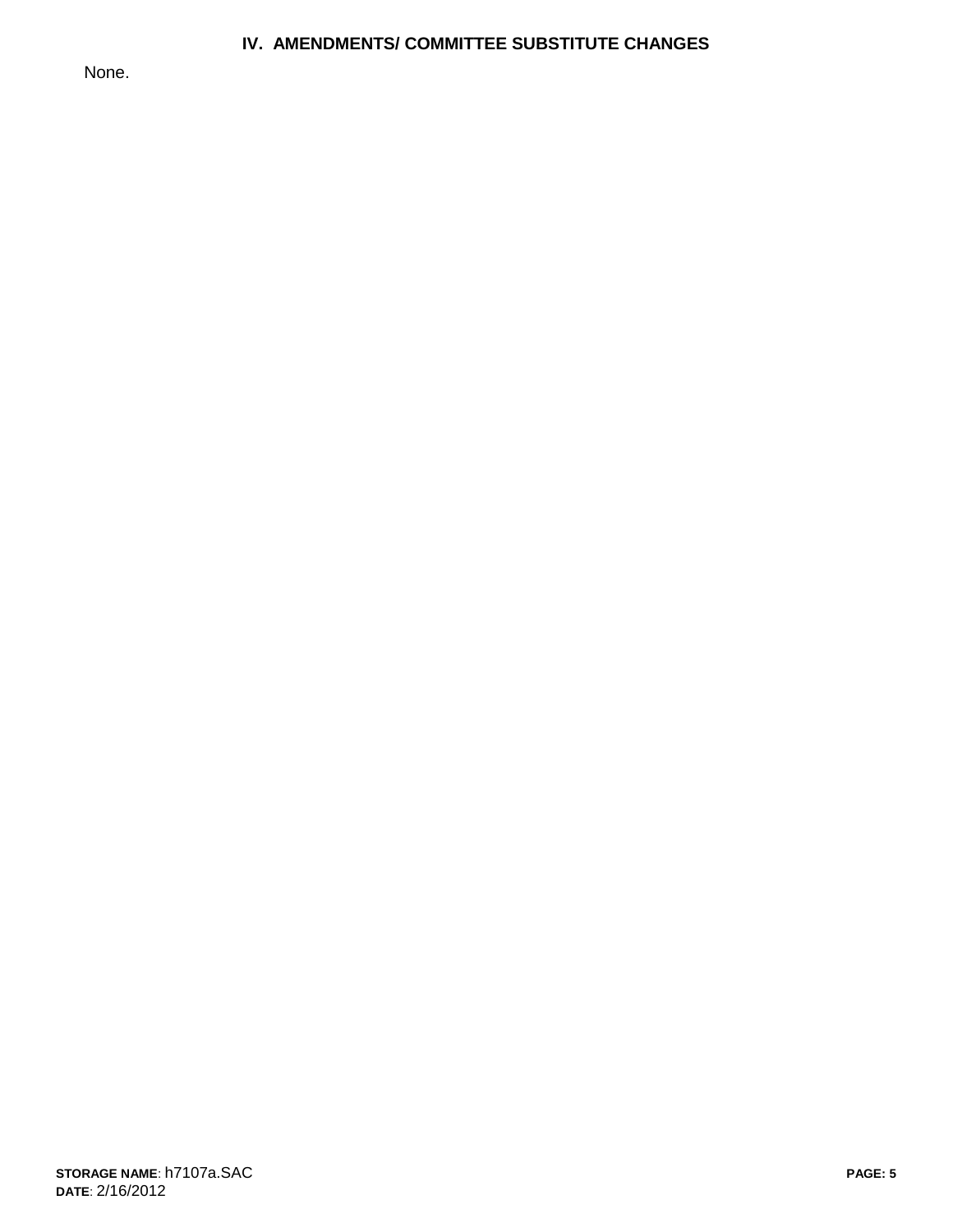## IV. AMENDMENTS/ COMMITTEE SUBSTITUTE CHANGES

None.